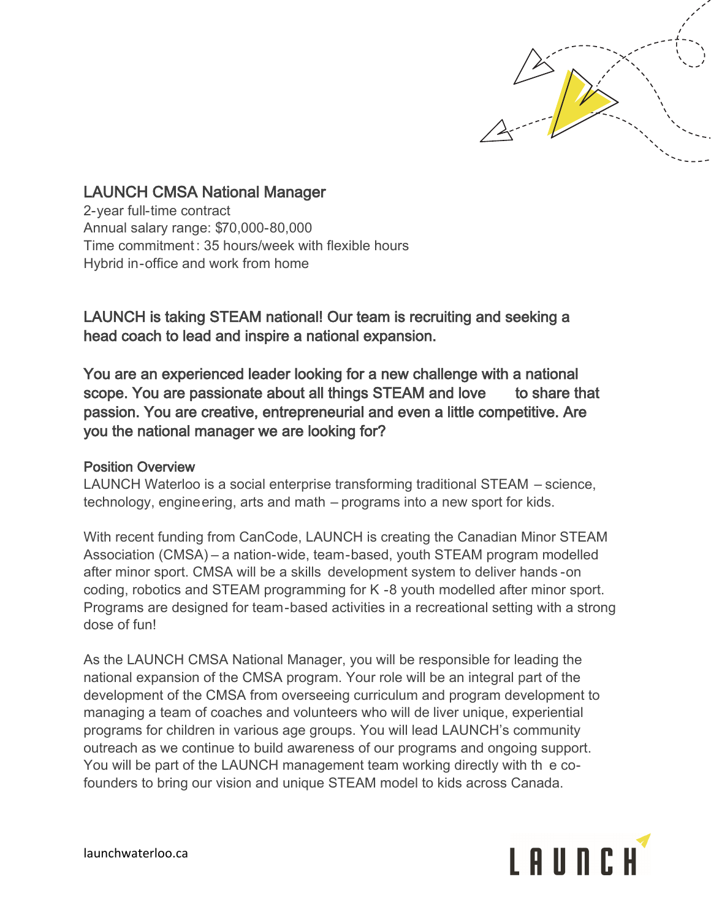# LAUNCH CMSA National Manager

2-year full-time contract
Annual salary range: $70,000-80,000
Time commitment: 35 hours/week with flexible hours
Hybrid in-office and work from home

## LAUNCH is taking STEAM national! Our team is recruiting and seeking a head coach to lead and inspire a national expansion.

## You are an experienced leader looking for a new challenge with a national scope. You are passionate about all things STEAM and love to share that passion. You are creative, entrepreneurial and even a little competitive. Are you the national manager we are looking for?

### Position Overview

LAUNCH Waterloo is a social enterprise transforming traditional STEAM – science, technology, engineering, arts and math – programs into a new sport for kids.

With recent funding from CanCode, LAUNCH is creating the Canadian Minor STEAM Association (CMSA) – a nation-wide, team-based, youth STEAM program modelled after minor sport. CMSA will be a skills development system to deliver hands-on coding, robotics and STEAM programming for K-8 youth modelled after minor sport. Programs are designed for team-based activities in a recreational setting with a strong dose of fun!

As the LAUNCH CMSA National Manager, you will be responsible for leading the national expansion of the CMSA program. Your role will be an integral part of the development of the CMSA from overseeing curriculum and program development to managing a team of coaches and volunteers who will deliver unique, experiential programs for children in various age groups. You will lead LAUNCH's community outreach as we continue to build awareness of our programs and ongoing support. You will be part of the LAUNCH management team working directly with the co-founders to bring our vision and unique STEAM model to kids across Canada.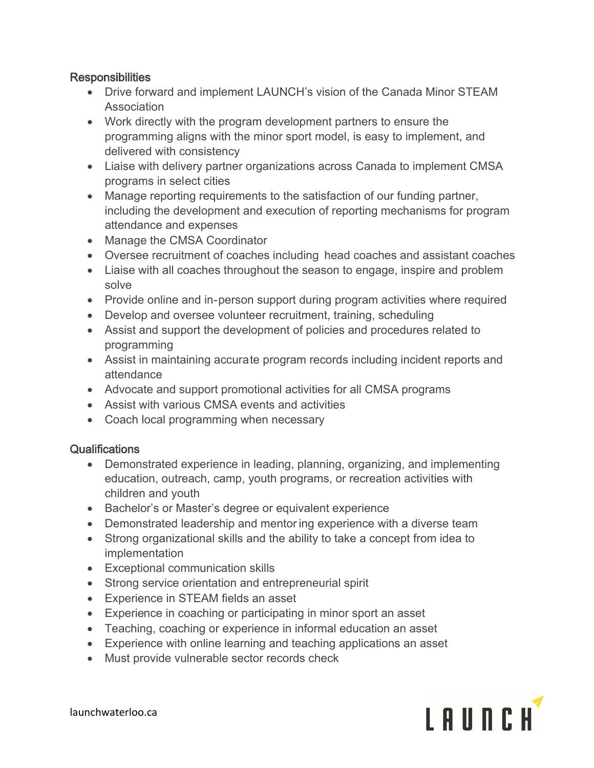**Responsibilities**

- Drive forward and implement LAUNCH's vision of the Canada Minor STEAM Association
- Work directly with the program development partners to ensure the programming aligns with the minor sport model, is easy to implement, and delivered with consistency
- Liaise with delivery partner organizations across Canada to implement CMSA programs in select cities
- Manage reporting requirements to the satisfaction of our funding partner, including the development and execution of reporting mechanisms for program attendance and expenses
- Manage the CMSA Coordinator
- Oversee recruitment of coaches including head coaches and assistant coaches
- Liaise with all coaches throughout the season to engage, inspire and problem solve
- Provide online and in-person support during program activities where required
- Develop and oversee volunteer recruitment, training, scheduling
- Assist and support the development of policies and procedures related to programming
- Assist in maintaining accurate program records including incident reports and attendance
- Advocate and support promotional activities for all CMSA programs
- Assist with various CMSA events and activities
- Coach local programming when necessary

**Qualifications**

- Demonstrated experience in leading, planning, organizing, and implementing education, outreach, camp, youth programs, or recreation activities with children and youth
- Bachelor's or Master's degree or equivalent experience
- Demonstrated leadership and mentoring experience with a diverse team
- Strong organizational skills and the ability to take a concept from idea to implementation
- Exceptional communication skills
- Strong service orientation and entrepreneurial spirit
- Experience in STEAM fields an asset
- Experience in coaching or participating in minor sport an asset
- Teaching, coaching or experience in informal education an asset
- Experience with online learning and teaching applications an asset
- Must provide vulnerable sector records check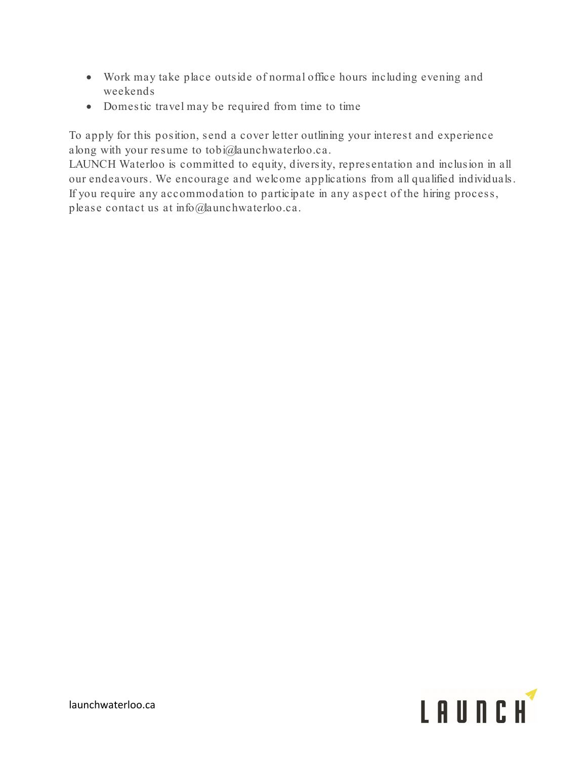- Work may take place outside of normal office hours including evening and weekends
- Domestic travel may be required from time to time

To apply for this position, send a cover letter outlining your interest and experience along with your resume to tobi@launchwaterloo.ca.
LAUNCH Waterloo is committed to equity, diversity, representation and inclusion in all our endeavours. We encourage and welcome applications from all qualified individuals. If you require any accommodation to participate in any aspect of the hiring process, please contact us at info@launchwaterloo.ca.